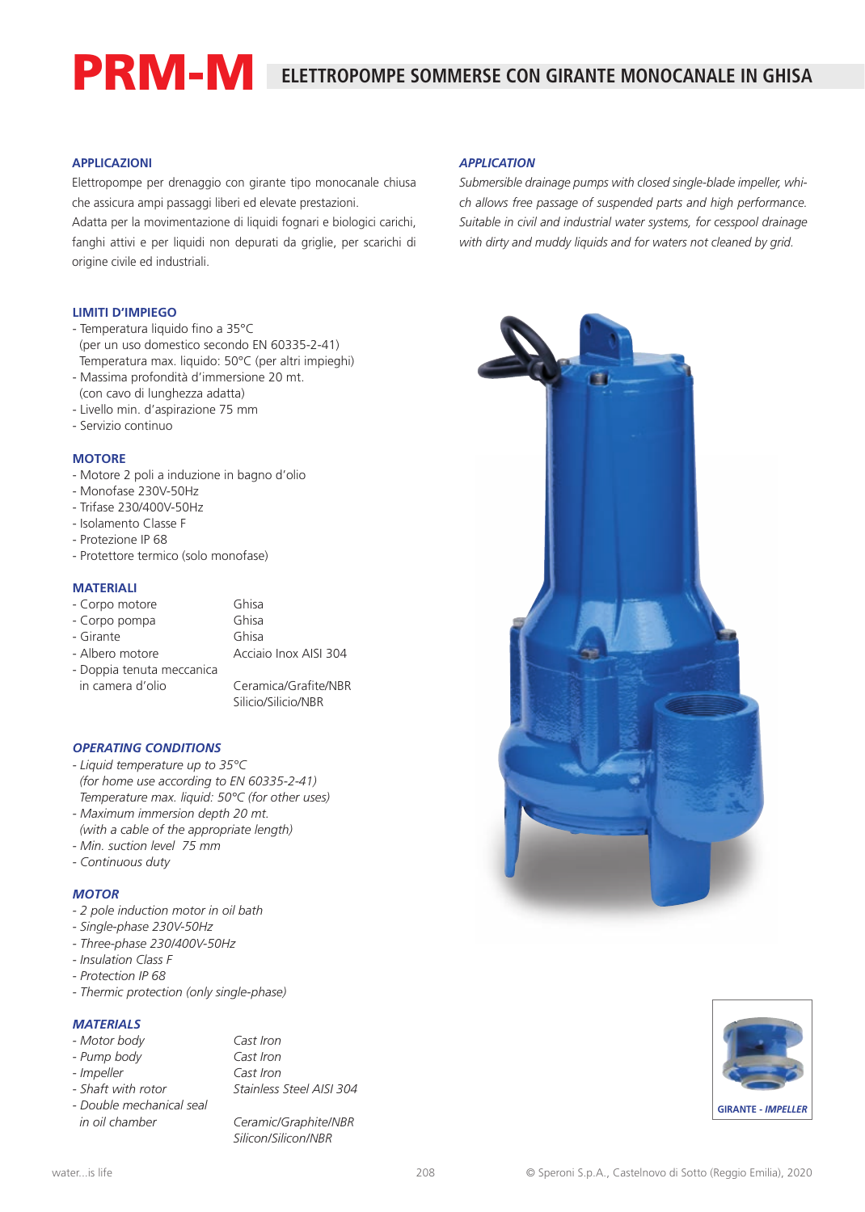# PRM-M ELETTROPOMPE SOMMERSE CON GIRANTE MONOCANALE IN GHISA

### APPLICAZIONI

Elettropompe per drenaggio con girante tipo monocanale chiusa che assicura ampi passaggi liberi ed elevate prestazioni.
Adatta per la movimentazione di liquidi fognari e biologici carichi, fanghi attivi e per liquidi non depurati da griglie, per scarichi di origine civile ed industriali.

### LIMITI D'IMPIEGO

- Temperatura liquido fino a 35°C
  (per un uso domestico secondo EN 60335-2-41)
  Temperatura max. liquido: 50°C (per altri impieghi)
- Massima profondità d'immersione 20 mt.
  (con cavo di lunghezza adatta)
- Livello min. d'aspirazione 75 mm
- Servizio continuo

### MOTORE

- Motore 2 poli a induzione in bagno d'olio
- Monofase 230V-50Hz
- Trifase 230/400V-50Hz
- Isolamento Classe F
- Protezione IP 68
- Protettore termico (solo monofase)

### MATERIALI

| | |
|---|---|
| - Corpo motore | Ghisa |
| - Corpo pompa | Ghisa |
| - Girante | Ghisa |
| - Albero motore | Acciaio Inox AISI 304 |
| - Doppia tenuta meccanica in camera d'olio | Ceramica/Grafite/NBR<br>Silicio/Silicio/NBR |

### *APPLICATION*

*Submersible drainage pumps with closed single-blade impeller, which allows free passage of suspended parts and high performance. Suitable in civil and industrial water systems, for cesspool drainage with dirty and muddy liquids and for waters not cleaned by grid.*

### *OPERATING CONDITIONS*

- *Liquid temperature up to 35°C*
  *(for home use according to EN 60335-2-41)*
  *Temperature max. liquid: 50°C (for other uses)*
- *Maximum immersion depth 20 mt.*
  *(with a cable of the appropriate length)*
- *Min. suction level 75 mm*
- *Continuous duty*

### *MOTOR*

- *2 pole induction motor in oil bath*
- *Single-phase 230V-50Hz*
- *Three-phase 230/400V-50Hz*
- *Insulation Class F*
- *Protection IP 68*
- *Thermic protection (only single-phase)*

### *MATERIALS*

| | |
|---|---|
| - *Motor body* | *Cast Iron* |
| - *Pump body* | *Cast Iron* |
| - *Impeller* | *Cast Iron* |
| - *Shaft with rotor* | *Stainless Steel AISI 304* |
| - *Double mechanical seal in oil chamber* | *Ceramic/Graphite/NBR*<br>*Silicon/Silicon/NBR* |

GIRANTE - *IMPELLER*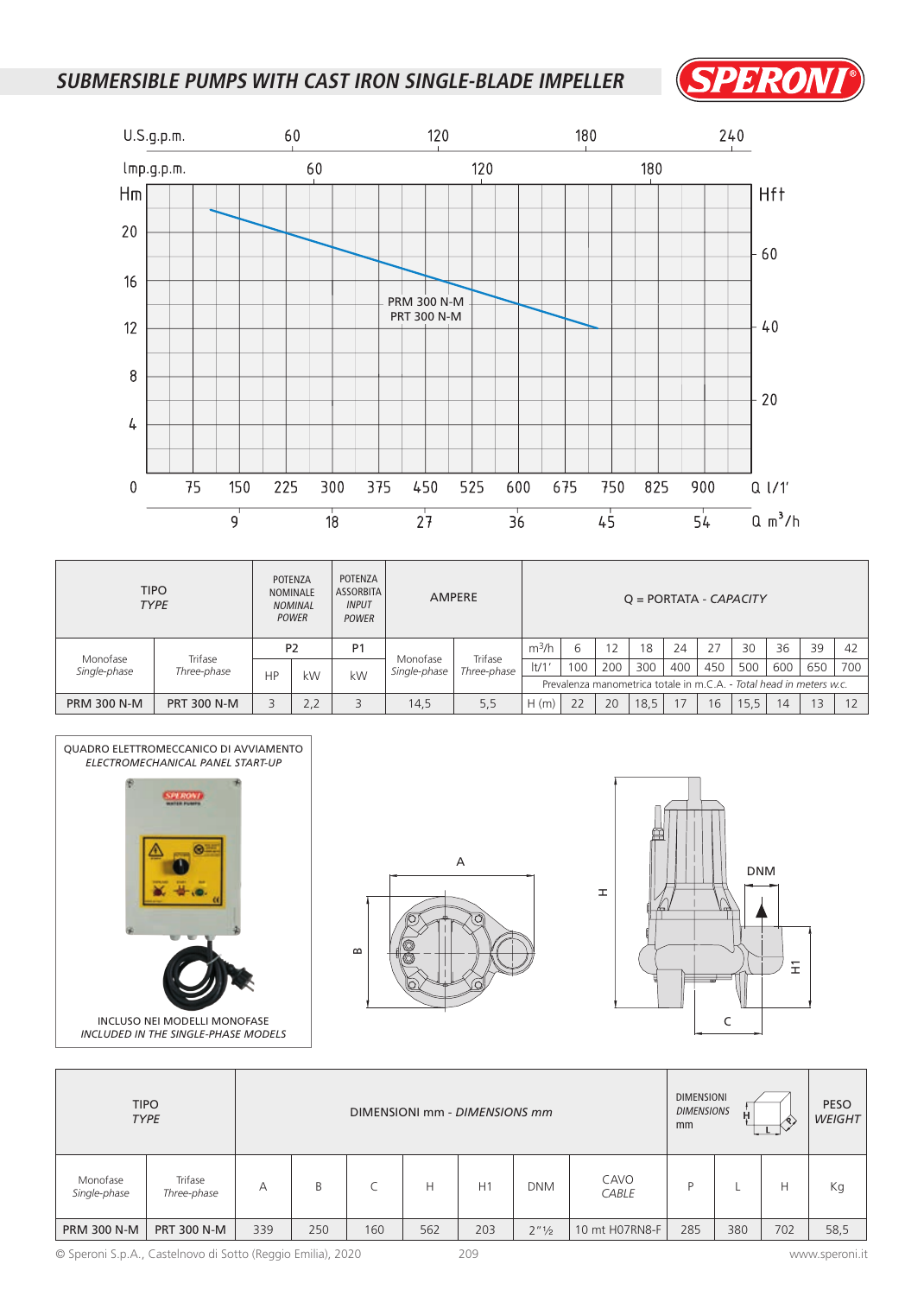# SUBMERSIBLE PUMPS WITH CAST IRON SINGLE-BLADE IMPELLER

SPERONI

U.S.g.p.m. 60 120 180 240

Imp.g.p.m. 60 120 180

Hm 20 16 12 8 4 0

Hft 60 40 20

PRM 300 N-M
PRT 300 N-M

Q l/1' 75 150 225 300 375 450 525 600 675 750 825 900

Q m³/h 9 18 27 36 45 54

| TIPO *TYPE* | | POTENZA NOMINALE *NOMINAL POWER* | | POTENZA ASSORBITA *INPUT POWER* | AMPERE | | Q = PORTATA - *CAPACITY* | | | | | | | | | |
|---|---|---|---|---|---|---|---|---|---|---|---|---|---|---|---|---|
| Monofase *Single-phase* | Trifase *Three-phase* | P2 | | P1 | Monofase *Single-phase* | Trifase *Three-phase* | m³/h | 6 | 12 | 18 | 24 | 27 | 30 | 36 | 39 | 42 |
| | | HP | kW | kW | | | lt/1' | 100 | 200 | 300 | 400 | 450 | 500 | 600 | 650 | 700 |
| | | | | | | | Prevalenza manometrica totale in m.C.A. - *Total head in meters w.c.* | | | | | | | | | |
| PRM 300 N-M | PRT 300 N-M | 3 | 2,2 | 3 | 14,5 | 5,5 | H (m) | 22 | 20 | 18,5 | 17 | 16 | 15,5 | 14 | 13 | 12 |

QUADRO ELETTROMECCANICO DI AVVIAMENTO
*ELECTROMECHANICAL PANEL START-UP*

INCLUSO NEI MODELLI MONOFASE
*INCLUDED IN THE SINGLE-PHASE MODELS*

A B H DNM H1 C

| TIPO *TYPE* | | DIMENSIONI mm - *DIMENSIONS mm* | | | | | | | DIMENSIONI *DIMENSIONS* mm | | | PESO *WEIGHT* |
|---|---|---|---|---|---|---|---|---|---|---|---|---|
| Monofase *Single-phase* | Trifase *Three-phase* | A | B | C | H | H1 | DNM | CAVO *CABLE* | P | L | H | Kg |
| PRM 300 N-M | PRT 300 N-M | 339 | 250 | 160 | 562 | 203 | 2"½ | 10 mt H07RN8-F | 285 | 380 | 702 | 58,5 |

© Speroni S.p.A., Castelnovo di Sotto (Reggio Emilia), 2020 — www.speroni.it